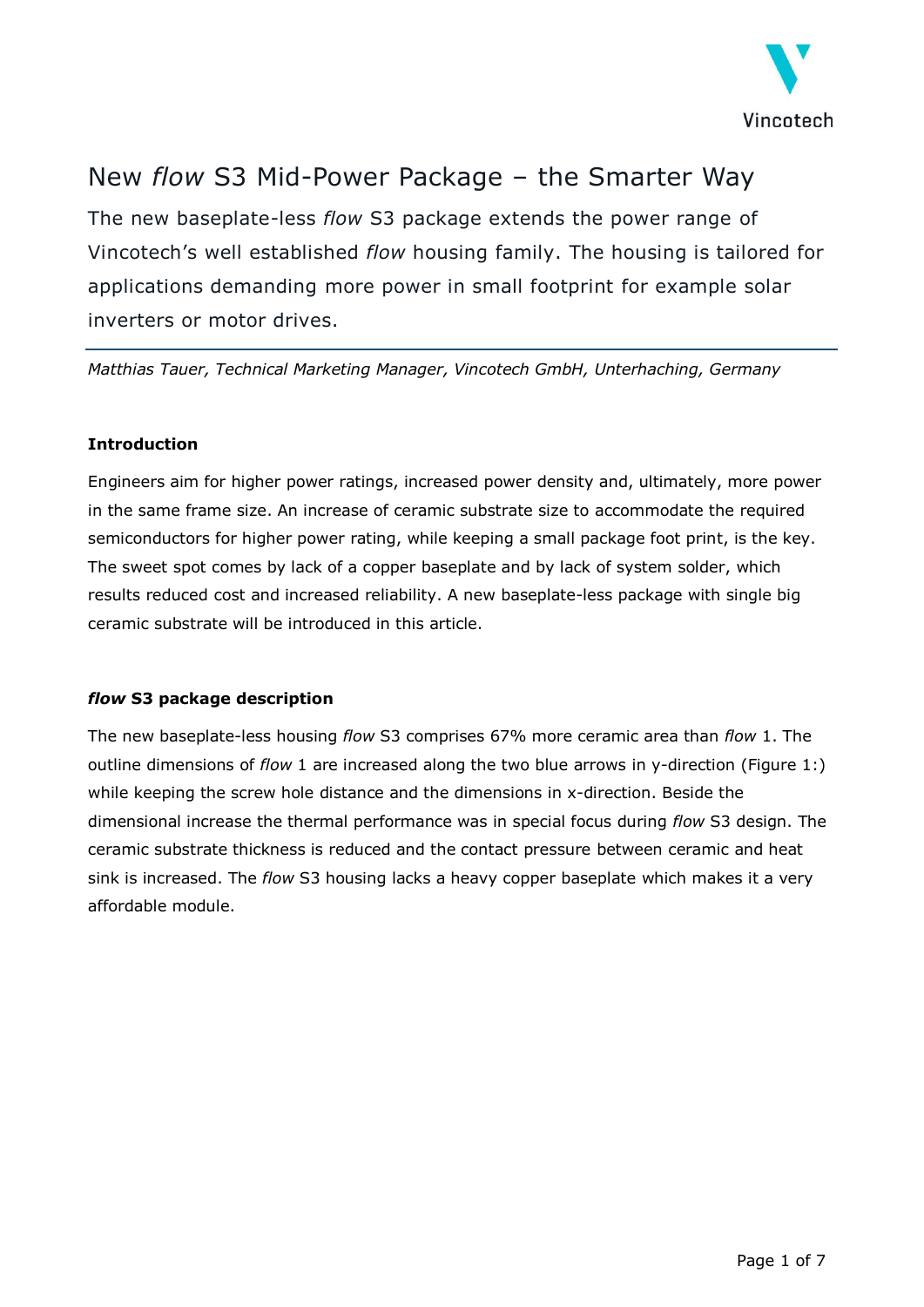# New *flow* S3 Mid-Power Package – the Smarter Way

The new baseplate-less *flow* S3 package extends the power range of Vincotech's well established *flow* housing family. The housing is tailored for applications demanding more power in small footprint for example solar inverters or motor drives.

*Matthias Tauer, Technical Marketing Manager, Vincotech GmbH, Unterhaching, Germany*

## Introduction

Engineers aim for higher power ratings, increased power density and, ultimately, more power in the same frame size. An increase of ceramic substrate size to accommodate the required semiconductors for higher power rating, while keeping a small package foot print, is the key. The sweet spot comes by lack of a copper baseplate and by lack of system solder, which results reduced cost and increased reliability. A new baseplate-less package with single big ceramic substrate will be introduced in this article.

## *flow* S3 package description

The new baseplate-less housing *flow* S3 comprises 67% more ceramic area than *flow* 1. The outline dimensions of *flow* 1 are increased along the two blue arrows in y-direction (Figure 1:) while keeping the screw hole distance and the dimensions in x-direction. Beside the dimensional increase the thermal performance was in special focus during *flow* S3 design. The ceramic substrate thickness is reduced and the contact pressure between ceramic and heat sink is increased. The *flow* S3 housing lacks a heavy copper baseplate which makes it a very affordable module.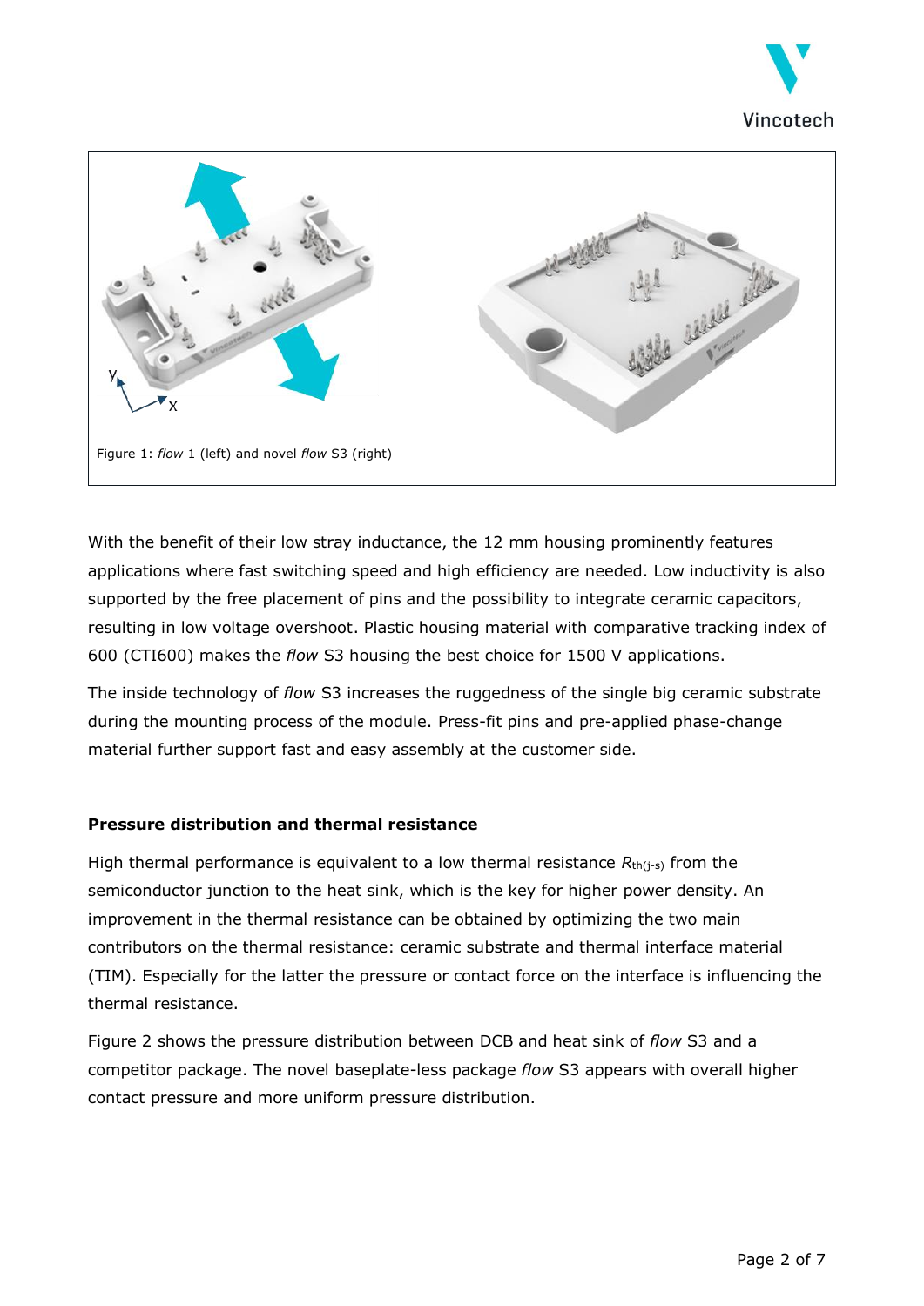Figure 1: *flow* 1 (left) and novel *flow* S3 (right)

With the benefit of their low stray inductance, the 12 mm housing prominently features applications where fast switching speed and high efficiency are needed. Low inductivity is also supported by the free placement of pins and the possibility to integrate ceramic capacitors, resulting in low voltage overshoot. Plastic housing material with comparative tracking index of 600 (CTI600) makes the *flow* S3 housing the best choice for 1500 V applications.

The inside technology of *flow* S3 increases the ruggedness of the single big ceramic substrate during the mounting process of the module. Press-fit pins and pre-applied phase-change material further support fast and easy assembly at the customer side.

**Pressure distribution and thermal resistance**

High thermal performance is equivalent to a low thermal resistance $R_{th(j-s)}$ from the semiconductor junction to the heat sink, which is the key for higher power density. An improvement in the thermal resistance can be obtained by optimizing the two main contributors on the thermal resistance: ceramic substrate and thermal interface material (TIM). Especially for the latter the pressure or contact force on the interface is influencing the thermal resistance.

Figure 2 shows the pressure distribution between DCB and heat sink of *flow* S3 and a competitor package. The novel baseplate-less package *flow* S3 appears with overall higher contact pressure and more uniform pressure distribution.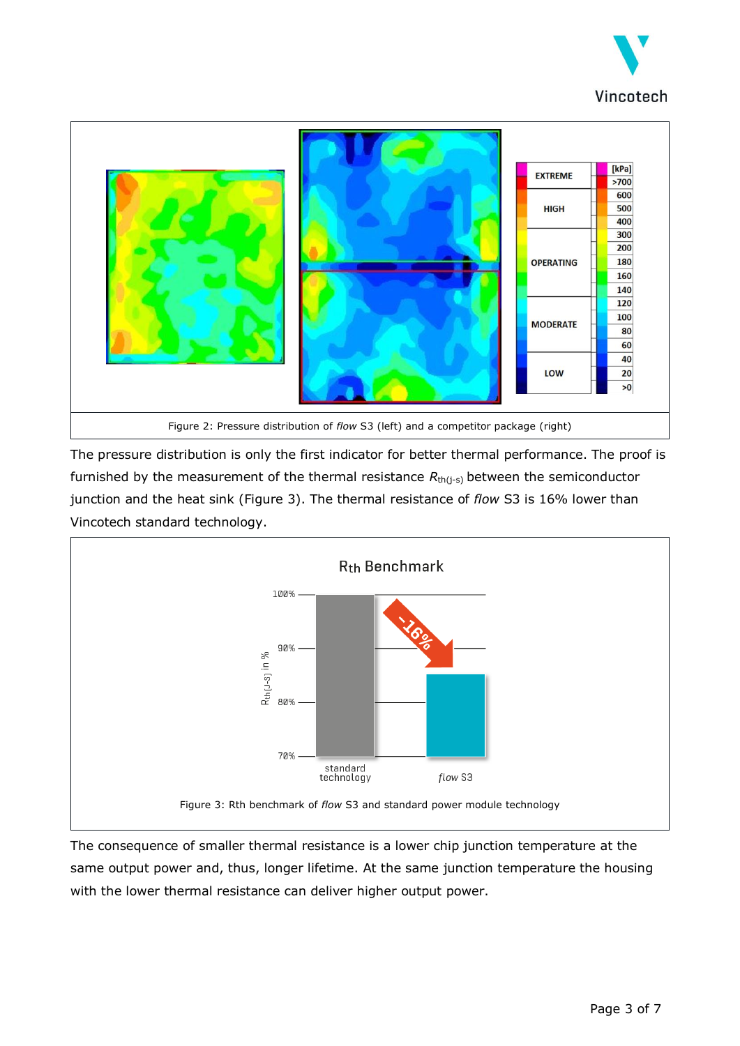Figure 2: Pressure distribution of *flow* S3 (left) and a competitor package (right)

The pressure distribution is only the first indicator for better thermal performance. The proof is furnished by the measurement of the thermal resistance $R_{th(j\text{-}s)}$ between the semiconductor junction and the heat sink (Figure 3). The thermal resistance of *flow* S3 is 16% lower than Vincotech standard technology.

Figure 3: Rth benchmark of *flow* S3 and standard power module technology

The consequence of smaller thermal resistance is a lower chip junction temperature at the same output power and, thus, longer lifetime. At the same junction temperature the housing with the lower thermal resistance can deliver higher output power.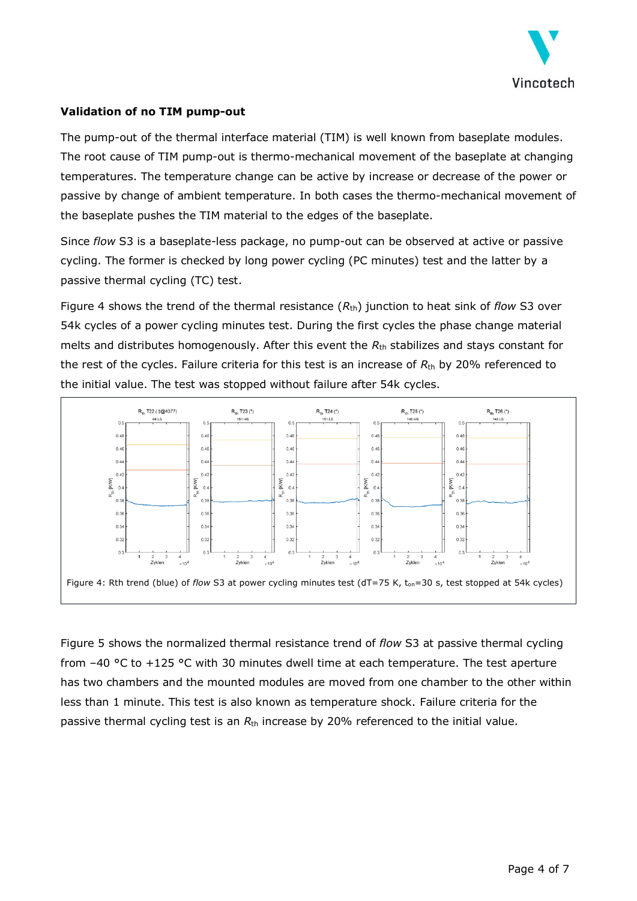**Validation of no TIM pump-out**

The pump-out of the thermal interface material (TIM) is well known from baseplate modules. The root cause of TIM pump-out is thermo-mechanical movement of the baseplate at changing temperatures. The temperature change can be active by increase or decrease of the power or passive by change of ambient temperature. In both cases the thermo-mechanical movement of the baseplate pushes the TIM material to the edges of the baseplate.

Since *flow* S3 is a baseplate-less package, no pump-out can be observed at active or passive cycling. The former is checked by long power cycling (PC minutes) test and the latter by a passive thermal cycling (TC) test.

Figure 4 shows the trend of the thermal resistance ($R_{th}$) junction to heat sink of *flow* S3 over 54k cycles of a power cycling minutes test. During the first cycles the phase change material melts and distributes homogenously. After this event the $R_{th}$ stabilizes and stays constant for the rest of the cycles. Failure criteria for this test is an increase of $R_{th}$ by 20% referenced to the initial value. The test was stopped without failure after 54k cycles.

Figure 4: Rth trend (blue) of *flow* S3 at power cycling minutes test (dT=75 K, $t_{on}$=30 s, test stopped at 54k cycles)

Figure 5 shows the normalized thermal resistance trend of *flow* S3 at passive thermal cycling from −40 °C to +125 °C with 30 minutes dwell time at each temperature. The test aperture has two chambers and the mounted modules are moved from one chamber to the other within less than 1 minute. This test is also known as temperature shock. Failure criteria for the passive thermal cycling test is an $R_{th}$ increase by 20% referenced to the initial value.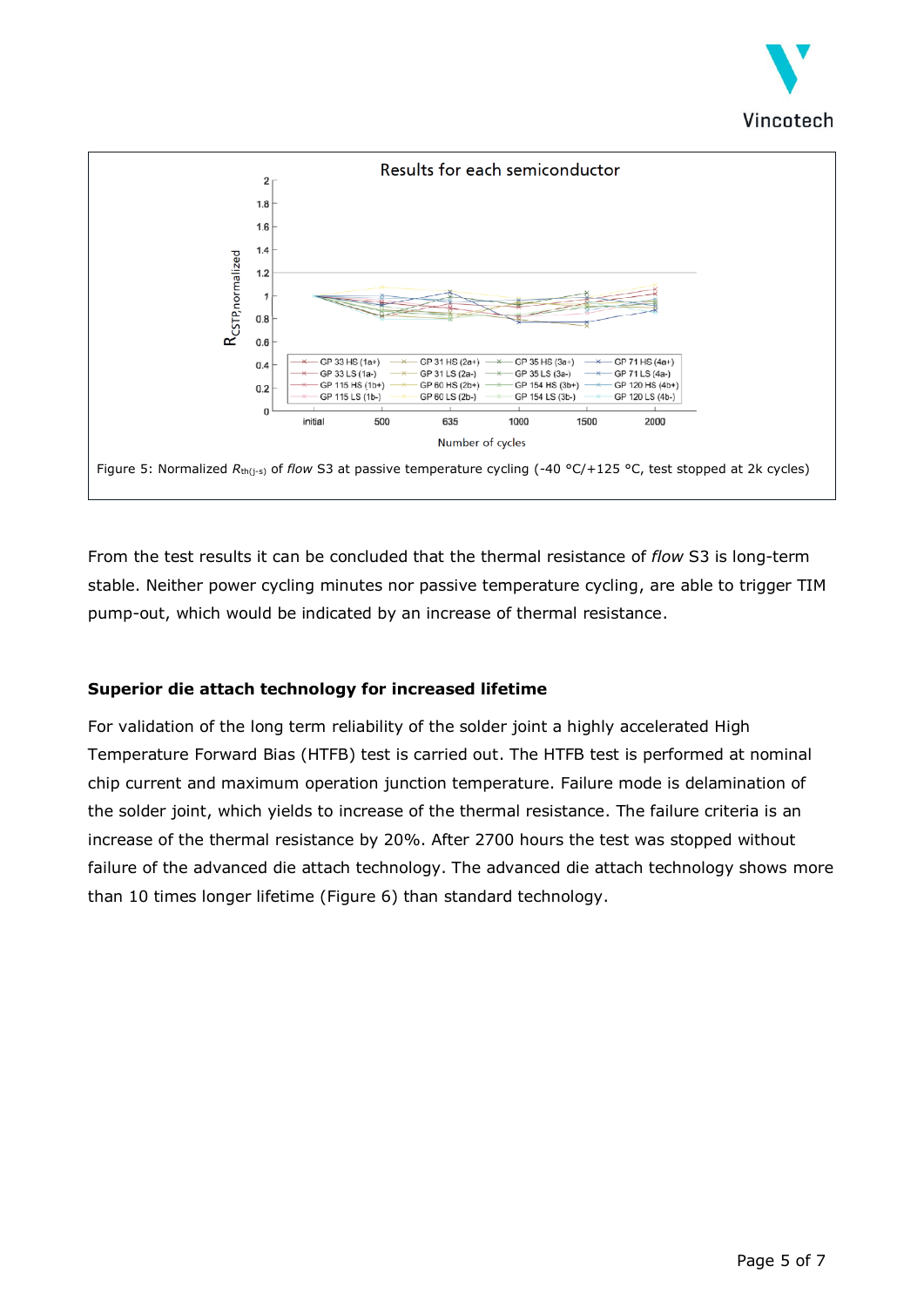Figure 5: Normalized $R_{th(j-s)}$ of *flow* S3 at passive temperature cycling (-40 °C/+125 °C, test stopped at 2k cycles)

From the test results it can be concluded that the thermal resistance of *flow* S3 is long-term stable. Neither power cycling minutes nor passive temperature cycling, are able to trigger TIM pump-out, which would be indicated by an increase of thermal resistance.

**Superior die attach technology for increased lifetime**

For validation of the long term reliability of the solder joint a highly accelerated High Temperature Forward Bias (HTFB) test is carried out. The HTFB test is performed at nominal chip current and maximum operation junction temperature. Failure mode is delamination of the solder joint, which yields to increase of the thermal resistance. The failure criteria is an increase of the thermal resistance by 20%. After 2700 hours the test was stopped without failure of the advanced die attach technology. The advanced die attach technology shows more than 10 times longer lifetime (Figure 6) than standard technology.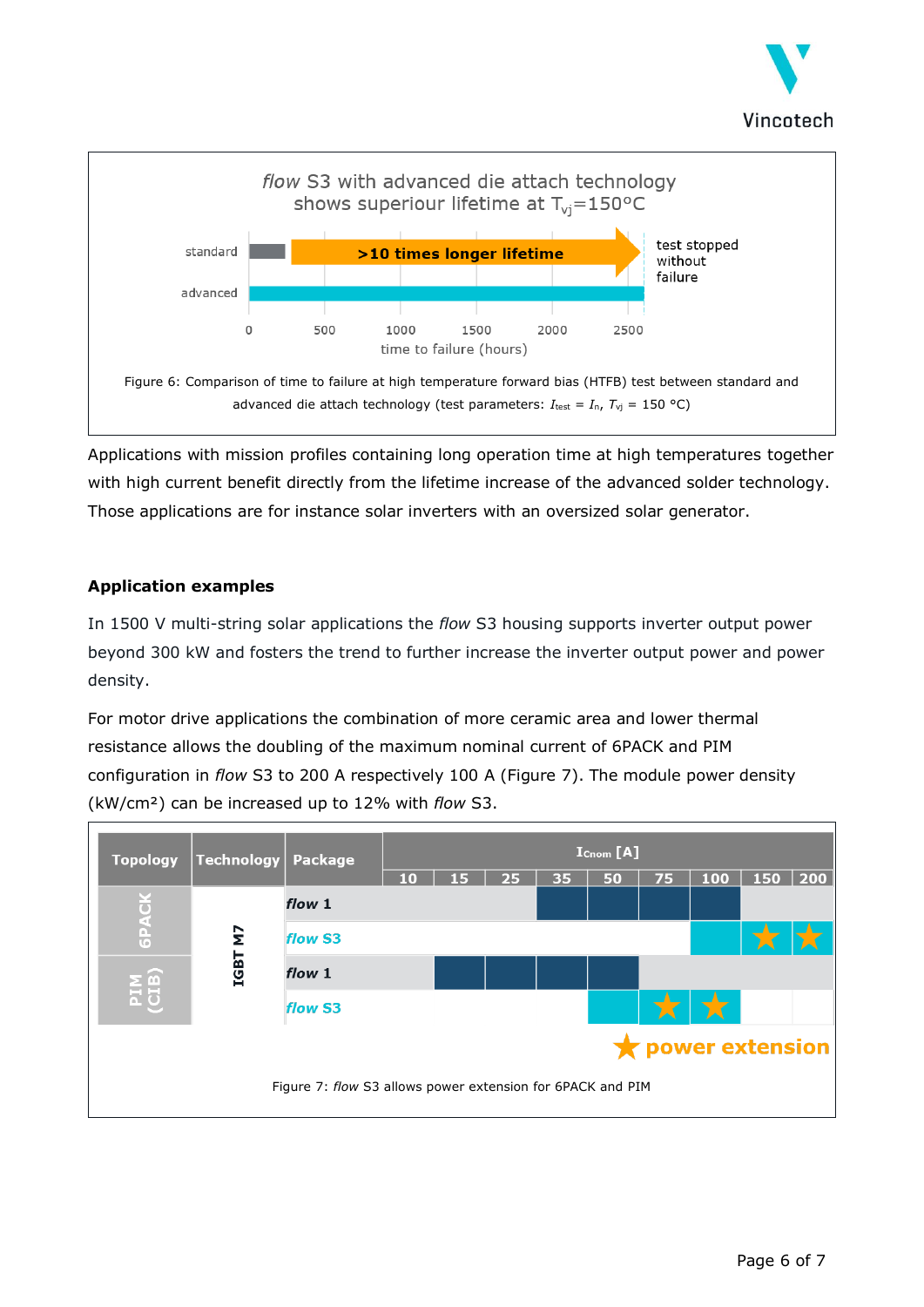*flow* S3 with advanced die attach technology shows superiour lifetime at $T_{vj}$=150°C

Figure 6: Comparison of time to failure at high temperature forward bias (HTFB) test between standard and advanced die attach technology (test parameters: $I_{test}$ = $I_n$, $T_{vj}$ = 150 °C)

Applications with mission profiles containing long operation time at high temperatures together with high current benefit directly from the lifetime increase of the advanced solder technology. Those applications are for instance solar inverters with an oversized solar generator.

**Application examples**

In 1500 V multi-string solar applications the *flow* S3 housing supports inverter output power beyond 300 kW and fosters the trend to further increase the inverter output power and power density.

For motor drive applications the combination of more ceramic area and lower thermal resistance allows the doubling of the maximum nominal current of 6PACK and PIM configuration in *flow* S3 to 200 A respectively 100 A (Figure 7). The module power density (kW/cm²) can be increased up to 12% with *flow* S3.

| Topology | Technology | Package | $I_{Cnom}$ [A] | | | | | | | | |
|---|---|---|---|---|---|---|---|---|---|---|---|
| | | | 10 | 15 | 25 | 35 | 50 | 75 | 100 | 150 | 200 |
| 6PACK | IGBT M7 | *flow* 1 | | | | ■ | ■ | ■ | ■ | | |
| 6PACK | IGBT M7 | *flow* S3 | | | | | | | ■ | ★ | ★ |
| PIM (CIB) | IGBT M7 | *flow* 1 | | ■ | ■ | ■ | ■ | | | | |
| PIM (CIB) | IGBT M7 | *flow* S3 | | | | | ■ | ★ | ★ | | |

★ power extension

Figure 7: *flow* S3 allows power extension for 6PACK and PIM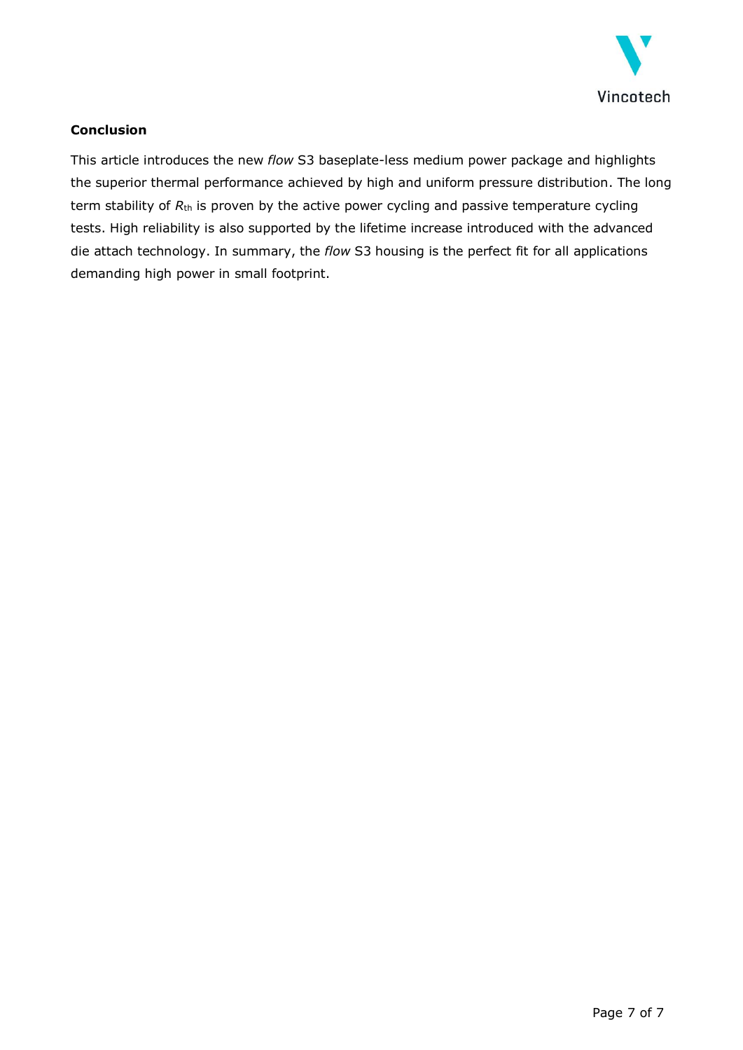**Conclusion**

This article introduces the new *flow* S3 baseplate-less medium power package and highlights the superior thermal performance achieved by high and uniform pressure distribution. The long term stability of $R_{th}$ is proven by the active power cycling and passive temperature cycling tests. High reliability is also supported by the lifetime increase introduced with the advanced die attach technology. In summary, the *flow* S3 housing is the perfect fit for all applications demanding high power in small footprint.